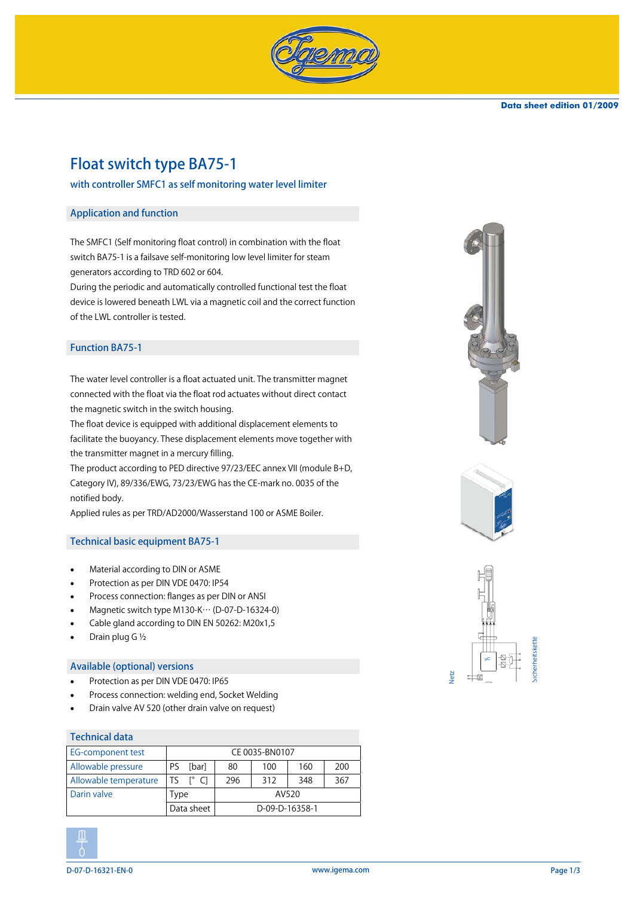Data sheet edition 01/2009

# Float switch type BA75-1

## with controller SMFC1 as self monitoring water level limiter

### Application and function

The SMFC1 (Self monitoring float control) in combination with the float switch BA75-1 is a failsave self-monitoring low level limiter for steam generators according to TRD 602 or 604.
During the periodic and automatically controlled functional test the float device is lowered beneath LWL via a magnetic coil and the correct function of the LWL controller is tested.

### Function BA75-1

The water level controller is a float actuated unit. The transmitter magnet connected with the float via the float rod actuates without direct contact the magnetic switch in the switch housing.
The float device is equipped with additional displacement elements to facilitate the buoyancy. These displacement elements move together with the transmitter magnet in a mercury filling.
The product according to PED directive 97/23/EEC annex VII (module B+D, Category IV), 89/336/EWG, 73/23/EWG has the CE-mark no. 0035 of the notified body.
Applied rules as per TRD/AD2000/Wasserstand 100 or ASME Boiler.

### Technical basic equipment BA75-1

- Material according to DIN or ASME
- Protection as per DIN VDE 0470: IP54
- Process connection: flanges as per DIN or ANSI
- Magnetic switch type M130-K··· (D-07-D-16324-0)
- Cable gland according to DIN EN 50262: M20x1,5
- Drain plug G ½

### Available (optional) versions

- Protection as per DIN VDE 0470: IP65
- Process connection: welding end, Socket Welding
- Drain valve AV 520 (other drain valve on request)

### Technical data

| EG-component test | CE 0035-BN0107 | | | | | |
|---|---|---|---|---|---|---|
| Allowable pressure | PS | [bar] | 80 | 100 | 160 | 200 |
| Allowable temperature | TS | [° C] | 296 | 312 | 348 | 367 |
| Darin valve | Type | | AV520 | | | |
| | Data sheet | | D-09-D-16358-1 | | | |

Netz

Sicherheitskette

μC

D-07-D-16321-EN-0 www.igema.com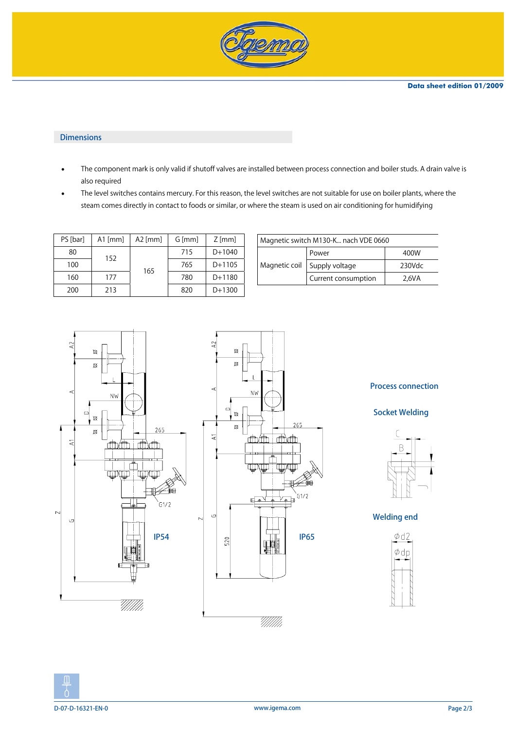## Dimensions

- The component mark is only valid if shutoff valves are installed between process connection and boiler studs. A drain valve is also required
- The level switches contains mercury. For this reason, the level switches are not suitable for use on boiler plants, where the steam comes directly in contact to foods or similar, or where the steam is used on air conditioning for humidifying

| PS [bar] | A1 [mm] | A2 [mm] | G [mm] | Z [mm] |
|---|---|---|---|---|
| 80 | 152 | 165 | 715 | D+1040 |
| 100 | | | 765 | D+1105 |
| 160 | 177 | | 780 | D+1180 |
| 200 | 213 | | 820 | D+1300 |

| Magnetic switch M130-K... nach VDE 0660 | | |
|---|---|---|
| Magnetic coil | Power | 400W |
| | Supply voltage | 230Vdc |
| | Current consumption | 2,6VA |

IP54

IP65

Process connection

Socket Welding

Welding end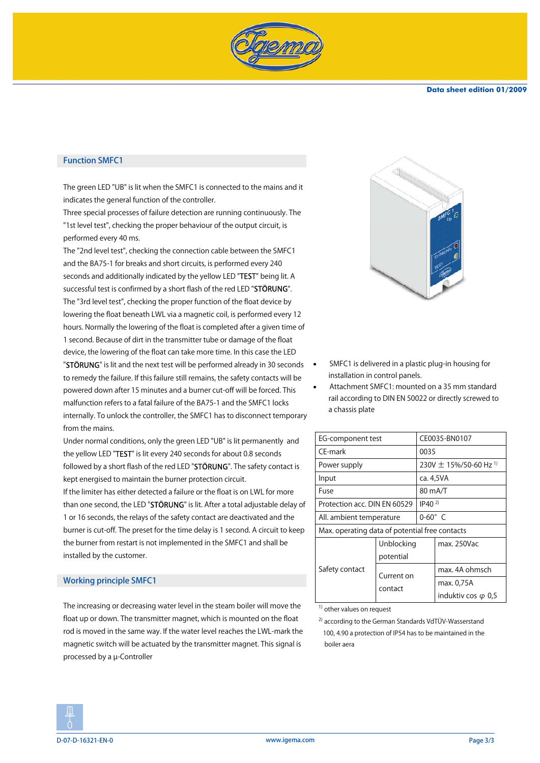Data sheet edition 01/2009

## Function SMFC1

The green LED "UB" is lit when the SMFC1 is connected to the mains and it indicates the general function of the controller.
Three special processes of failure detection are running continuously. The "1st level test", checking the proper behaviour of the output circuit, is performed every 40 ms.
The "2nd level test", checking the connection cable between the SMFC1 and the BA75-1 for breaks and short circuits, is performed every 240 seconds and additionally indicated by the yellow LED "TEST" being lit. A successful test is confirmed by a short flash of the red LED "STÖRUNG".
The "3rd level test", checking the proper function of the float device by lowering the float beneath LWL via a magnetic coil, is performed every 12 hours. Normally the lowering of the float is completed after a given time of 1 second. Because of dirt in the transmitter tube or damage of the float device, the lowering of the float can take more time. In this case the LED "STÖRUNG" is lit and the next test will be performed already in 30 seconds to remedy the failure. If this failure still remains, the safety contacts will be powered down after 15 minutes and a burner cut-off will be forced. This malfunction refers to a fatal failure of the BA75-1 and the SMFC1 locks internally. To unlock the controller, the SMFC1 has to disconnect temporary from the mains.
Under normal conditions, only the green LED "UB" is lit permanently and the yellow LED "TEST" is lit every 240 seconds for about 0.8 seconds followed by a short flash of the red LED "STÖRUNG". The safety contact is kept energised to maintain the burner protection circuit.
If the limiter has either detected a failure or the float is on LWL for more than one second, the LED "STÖRUNG" is lit. After a total adjustable delay of 1 or 16 seconds, the relays of the safety contact are deactivated and the burner is cut-off. The preset for the time delay is 1 second. A circuit to keep the burner from restart is not implemented in the SMFC1 and shall be installed by the customer.

## Working principle SMFC1

The increasing or decreasing water level in the steam boiler will move the float up or down. The transmitter magnet, which is mounted on the float rod is moved in the same way. If the water level reaches the LWL-mark the magnetic switch will be actuated by the transmitter magnet. This signal is processed by a µ-Controller

- SMFC1 is delivered in a plastic plug-in housing for installation in control panels.
- Attachment SMFC1: mounted on a 35 mm standard rail according to DIN EN 50022 or directly screwed to a chassis plate

| | | |
|---|---|---|
| EG-component test | | CE0035-BN0107 |
| CE-mark | | 0035 |
| Power supply | | 230V ± 15%/50-60 Hz [1] |
| Input | | ca. 4,5VA |
| Fuse | | 80 mA/T |
| Protection acc. DIN EN 60529 | | IP40 [2] |
| All. ambient temperature | | 0-60° C |
| Max. operating data of potential free contacts | | |
| Safety contact | Unblocking potential | max. 250Vac |
| | Current on contact | max. 4A ohmsch |
| | | max. 0,75A induktiv cos $\varphi$ 0,5 |

[1] other values on request

[2] according to the German Standards VdTÜV-Wasserstand 100, 4.90 a protection of IP54 has to be maintained in the boiler aera

D-07-D-16321-EN-0 www.igema.com